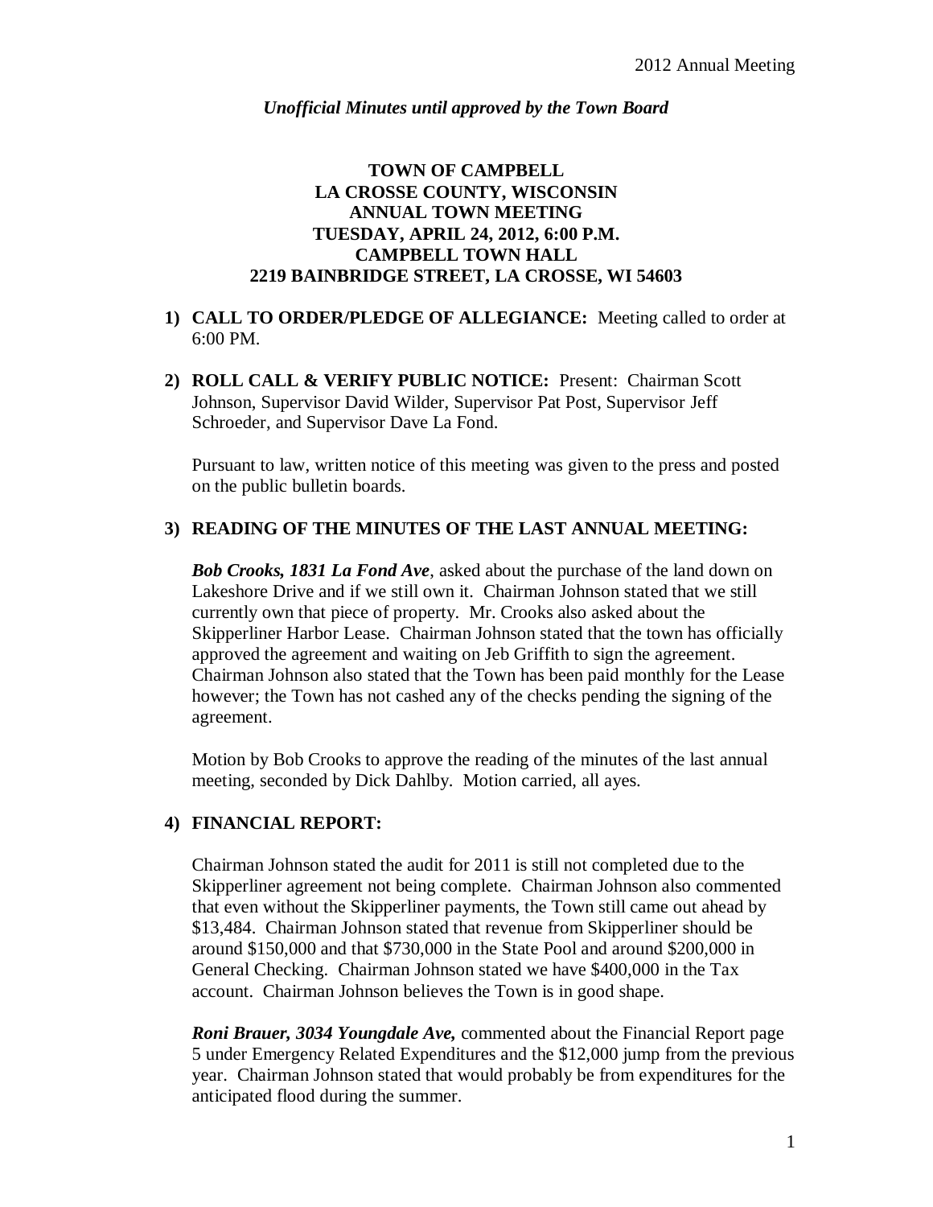*Unofficial Minutes until approved by the Town Board*

# TOWN OF CAMPBELL
# LA CROSSE COUNTY, WISCONSIN
# ANNUAL TOWN MEETING
# TUESDAY, APRIL 24, 2012, 6:00 P.M.
# CAMPBELL TOWN HALL
# 2219 BAINBRIDGE STREET, LA CROSSE, WI 54603

1) **CALL TO ORDER/PLEDGE OF ALLEGIANCE:** Meeting called to order at 6:00 PM.

2) **ROLL CALL & VERIFY PUBLIC NOTICE:** Present: Chairman Scott Johnson, Supervisor David Wilder, Supervisor Pat Post, Supervisor Jeff Schroeder, and Supervisor Dave La Fond.

   Pursuant to law, written notice of this meeting was given to the press and posted on the public bulletin boards.

3) **READING OF THE MINUTES OF THE LAST ANNUAL MEETING:**

   ***Bob Crooks, 1831 La Fond Ave***, asked about the purchase of the land down on Lakeshore Drive and if we still own it. Chairman Johnson stated that we still currently own that piece of property. Mr. Crooks also asked about the Skipperliner Harbor Lease. Chairman Johnson stated that the town has officially approved the agreement and waiting on Jeb Griffith to sign the agreement. Chairman Johnson also stated that the Town has been paid monthly for the Lease however; the Town has not cashed any of the checks pending the signing of the agreement.

   Motion by Bob Crooks to approve the reading of the minutes of the last annual meeting, seconded by Dick Dahlby. Motion carried, all ayes.

4) **FINANCIAL REPORT:**

   Chairman Johnson stated the audit for 2011 is still not completed due to the Skipperliner agreement not being complete. Chairman Johnson also commented that even without the Skipperliner payments, the Town still came out ahead by $13,484. Chairman Johnson stated that revenue from Skipperliner should be around $150,000 and that $730,000 in the State Pool and around $200,000 in General Checking. Chairman Johnson stated we have $400,000 in the Tax account. Chairman Johnson believes the Town is in good shape.

   ***Roni Brauer, 3034 Youngdale Ave,*** commented about the Financial Report page 5 under Emergency Related Expenditures and the $12,000 jump from the previous year. Chairman Johnson stated that would probably be from expenditures for the anticipated flood during the summer.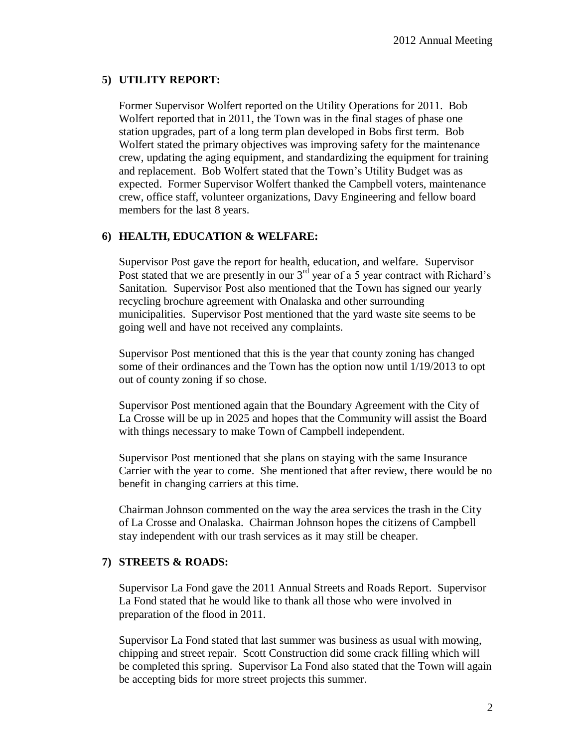## 5) UTILITY REPORT:

Former Supervisor Wolfert reported on the Utility Operations for 2011. Bob Wolfert reported that in 2011, the Town was in the final stages of phase one station upgrades, part of a long term plan developed in Bobs first term. Bob Wolfert stated the primary objectives was improving safety for the maintenance crew, updating the aging equipment, and standardizing the equipment for training and replacement. Bob Wolfert stated that the Town's Utility Budget was as expected. Former Supervisor Wolfert thanked the Campbell voters, maintenance crew, office staff, volunteer organizations, Davy Engineering and fellow board members for the last 8 years.

## 6) HEALTH, EDUCATION & WELFARE:

Supervisor Post gave the report for health, education, and welfare. Supervisor Post stated that we are presently in our 3rd year of a 5 year contract with Richard's Sanitation. Supervisor Post also mentioned that the Town has signed our yearly recycling brochure agreement with Onalaska and other surrounding municipalities. Supervisor Post mentioned that the yard waste site seems to be going well and have not received any complaints.

Supervisor Post mentioned that this is the year that county zoning has changed some of their ordinances and the Town has the option now until 1/19/2013 to opt out of county zoning if so chose.

Supervisor Post mentioned again that the Boundary Agreement with the City of La Crosse will be up in 2025 and hopes that the Community will assist the Board with things necessary to make Town of Campbell independent.

Supervisor Post mentioned that she plans on staying with the same Insurance Carrier with the year to come. She mentioned that after review, there would be no benefit in changing carriers at this time.

Chairman Johnson commented on the way the area services the trash in the City of La Crosse and Onalaska. Chairman Johnson hopes the citizens of Campbell stay independent with our trash services as it may still be cheaper.

## 7) STREETS & ROADS:

Supervisor La Fond gave the 2011 Annual Streets and Roads Report. Supervisor La Fond stated that he would like to thank all those who were involved in preparation of the flood in 2011.

Supervisor La Fond stated that last summer was business as usual with mowing, chipping and street repair. Scott Construction did some crack filling which will be completed this spring. Supervisor La Fond also stated that the Town will again be accepting bids for more street projects this summer.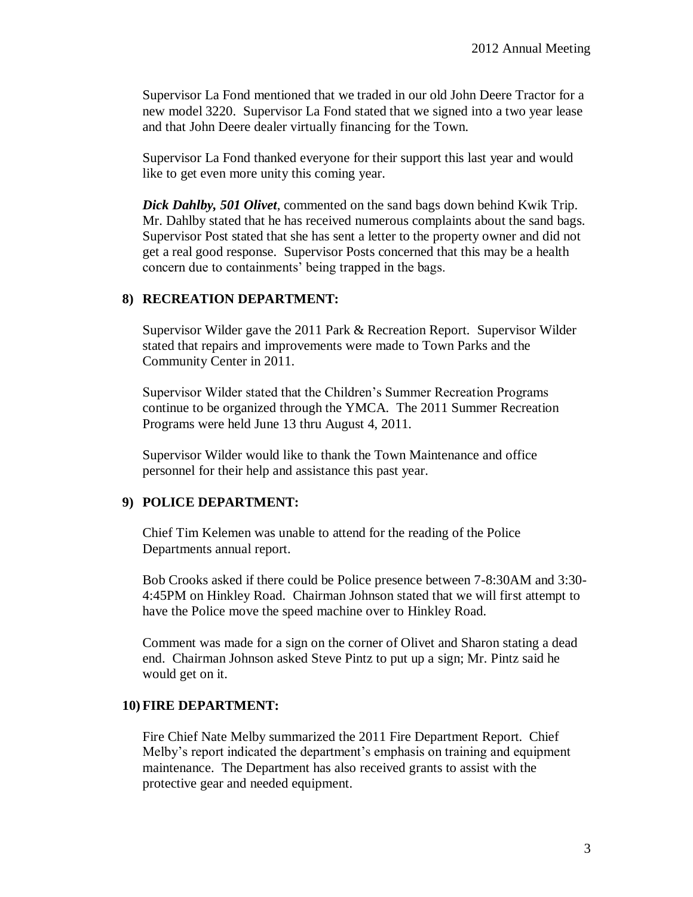Supervisor La Fond mentioned that we traded in our old John Deere Tractor for a new model 3220. Supervisor La Fond stated that we signed into a two year lease and that John Deere dealer virtually financing for the Town.

Supervisor La Fond thanked everyone for their support this last year and would like to get even more unity this coming year.

***Dick Dahlby, 501 Olivet***, commented on the sand bags down behind Kwik Trip. Mr. Dahlby stated that he has received numerous complaints about the sand bags. Supervisor Post stated that she has sent a letter to the property owner and did not get a real good response. Supervisor Posts concerned that this may be a health concern due to containments' being trapped in the bags.

## 8) RECREATION DEPARTMENT:

Supervisor Wilder gave the 2011 Park & Recreation Report. Supervisor Wilder stated that repairs and improvements were made to Town Parks and the Community Center in 2011.

Supervisor Wilder stated that the Children's Summer Recreation Programs continue to be organized through the YMCA. The 2011 Summer Recreation Programs were held June 13 thru August 4, 2011.

Supervisor Wilder would like to thank the Town Maintenance and office personnel for their help and assistance this past year.

## 9) POLICE DEPARTMENT:

Chief Tim Kelemen was unable to attend for the reading of the Police Departments annual report.

Bob Crooks asked if there could be Police presence between 7-8:30AM and 3:30-4:45PM on Hinkley Road. Chairman Johnson stated that we will first attempt to have the Police move the speed machine over to Hinkley Road.

Comment was made for a sign on the corner of Olivet and Sharon stating a dead end. Chairman Johnson asked Steve Pintz to put up a sign; Mr. Pintz said he would get on it.

## 10) FIRE DEPARTMENT:

Fire Chief Nate Melby summarized the 2011 Fire Department Report. Chief Melby's report indicated the department's emphasis on training and equipment maintenance. The Department has also received grants to assist with the protective gear and needed equipment.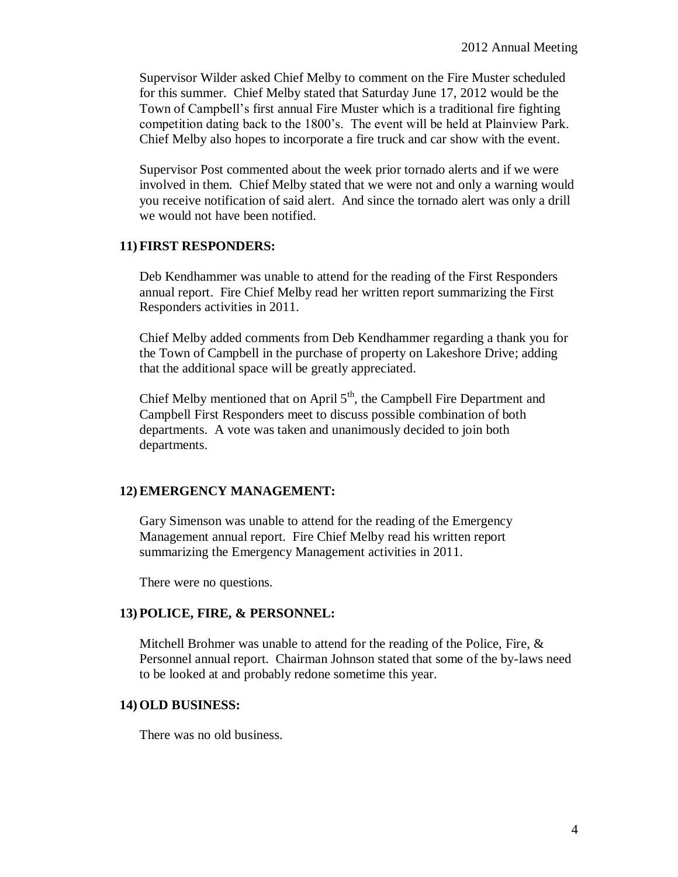Supervisor Wilder asked Chief Melby to comment on the Fire Muster scheduled for this summer. Chief Melby stated that Saturday June 17, 2012 would be the Town of Campbell's first annual Fire Muster which is a traditional fire fighting competition dating back to the 1800's. The event will be held at Plainview Park. Chief Melby also hopes to incorporate a fire truck and car show with the event.

Supervisor Post commented about the week prior tornado alerts and if we were involved in them. Chief Melby stated that we were not and only a warning would you receive notification of said alert. And since the tornado alert was only a drill we would not have been notified.

## 11) FIRST RESPONDERS:

Deb Kendhammer was unable to attend for the reading of the First Responders annual report. Fire Chief Melby read her written report summarizing the First Responders activities in 2011.

Chief Melby added comments from Deb Kendhammer regarding a thank you for the Town of Campbell in the purchase of property on Lakeshore Drive; adding that the additional space will be greatly appreciated.

Chief Melby mentioned that on April 5th, the Campbell Fire Department and Campbell First Responders meet to discuss possible combination of both departments. A vote was taken and unanimously decided to join both departments.

## 12) EMERGENCY MANAGEMENT:

Gary Simenson was unable to attend for the reading of the Emergency Management annual report. Fire Chief Melby read his written report summarizing the Emergency Management activities in 2011.

There were no questions.

## 13) POLICE, FIRE, & PERSONNEL:

Mitchell Brohmer was unable to attend for the reading of the Police, Fire, & Personnel annual report. Chairman Johnson stated that some of the by-laws need to be looked at and probably redone sometime this year.

## 14) OLD BUSINESS:

There was no old business.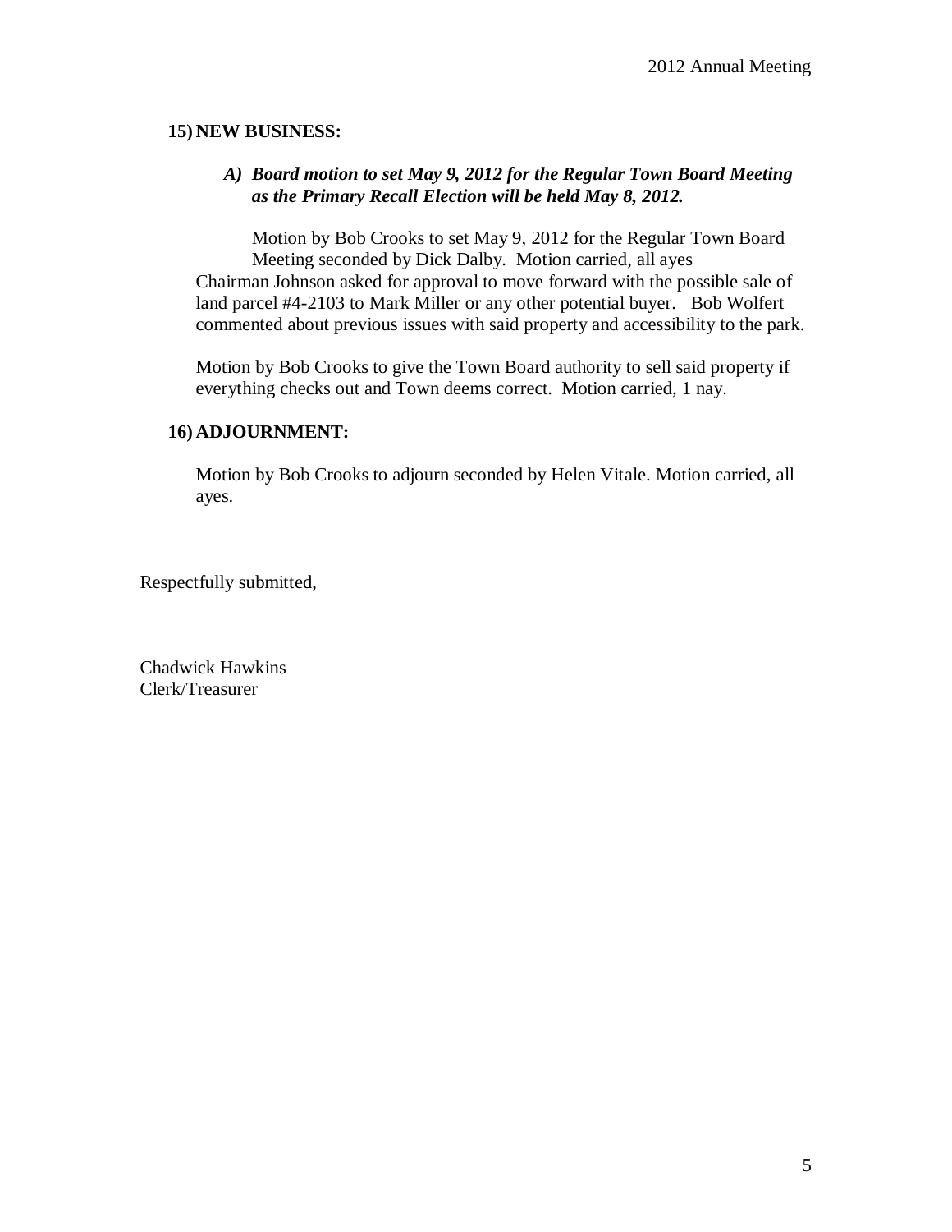**15) NEW BUSINESS:**

***A) Board motion to set May 9, 2012 for the Regular Town Board Meeting as the Primary Recall Election will be held May 8, 2012.***

Motion by Bob Crooks to set May 9, 2012 for the Regular Town Board Meeting seconded by Dick Dalby. Motion carried, all ayes

Chairman Johnson asked for approval to move forward with the possible sale of land parcel #4-2103 to Mark Miller or any other potential buyer. Bob Wolfert commented about previous issues with said property and accessibility to the park.

Motion by Bob Crooks to give the Town Board authority to sell said property if everything checks out and Town deems correct. Motion carried, 1 nay.

**16) ADJOURNMENT:**

Motion by Bob Crooks to adjourn seconded by Helen Vitale. Motion carried, all ayes.

Respectfully submitted,

Chadwick Hawkins
Clerk/Treasurer